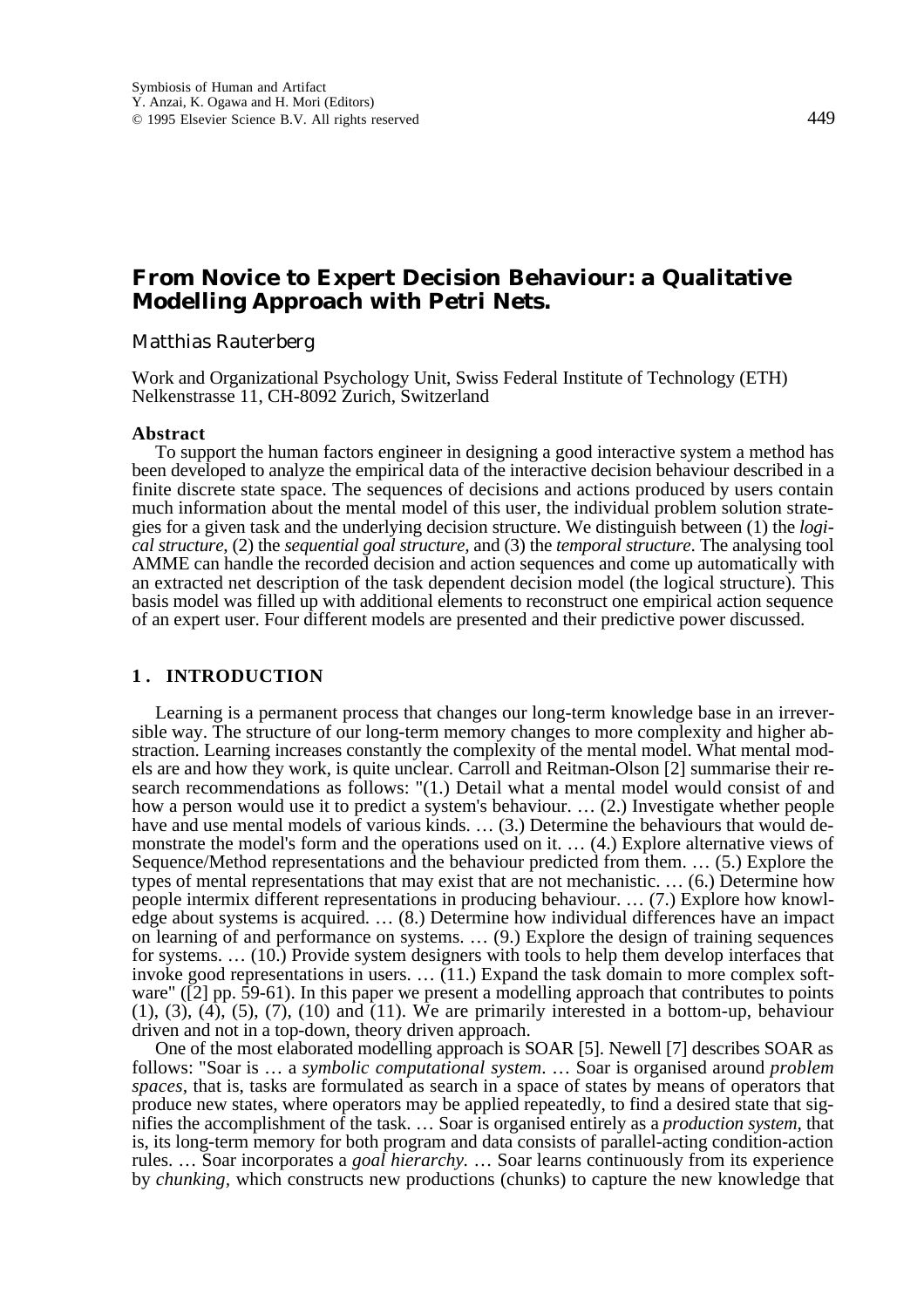Symbiosis of Human and Artifact
Y. Anzai, K. Ogawa and H. Mori (Editors)
© 1995 Elsevier Science B.V. All rights reserved

# From Novice to Expert Decision Behaviour: a Qualitative Modelling Approach with Petri Nets.

Matthias Rauterberg

Work and Organizational Psychology Unit, Swiss Federal Institute of Technology (ETH)
Nelkenstrasse 11, CH-8092 Zurich, Switzerland

**Abstract**

To support the human factors engineer in designing a good interactive system a method has been developed to analyze the empirical data of the interactive decision behaviour described in a finite discrete state space. The sequences of decisions and actions produced by users contain much information about the mental model of this user, the individual problem solution strategies for a given task and the underlying decision structure. We distinguish between (1) the *logical structure*, (2) the *sequential goal structure*, and (3) the *temporal structure*. The analysing tool AMME can handle the recorded decision and action sequences and come up automatically with an extracted net description of the task dependent decision model (the logical structure). This basis model was filled up with additional elements to reconstruct one empirical action sequence of an expert user. Four different models are presented and their predictive power discussed.

## 1. INTRODUCTION

Learning is a permanent process that changes our long-term knowledge base in an irreversible way. The structure of our long-term memory changes to more complexity and higher abstraction. Learning increases constantly the complexity of the mental model. What mental models are and how they work, is quite unclear. Carroll and Reitman-Olson [2] summarise their research recommendations as follows: "(1.) Detail what a mental model would consist of and how a person would use it to predict a system's behaviour. … (2.) Investigate whether people have and use mental models of various kinds. … (3.) Determine the behaviours that would demonstrate the model's form and the operations used on it. … (4.) Explore alternative views of Sequence/Method representations and the behaviour predicted from them. … (5.) Explore the types of mental representations that may exist that are not mechanistic. … (6.) Determine how people intermix different representations in producing behaviour. … (7.) Explore how knowledge about systems is acquired. … (8.) Determine how individual differences have an impact on learning of and performance on systems. … (9.) Explore the design of training sequences for systems. … (10.) Provide system designers with tools to help them develop interfaces that invoke good representations in users. … (11.) Expand the task domain to more complex software" ([2] pp. 59-61). In this paper we present a modelling approach that contributes to points (1), (3), (4), (5), (7), (10) and (11). We are primarily interested in a bottom-up, behaviour driven and not in a top-down, theory driven approach.

One of the most elaborated modelling approach is SOAR [5]. Newell [7] describes SOAR as follows: "Soar is … a *symbolic computational system*. … Soar is organised around *problem spaces*, that is, tasks are formulated as search in a space of states by means of operators that produce new states, where operators may be applied repeatedly, to find a desired state that signifies the accomplishment of the task. … Soar is organised entirely as a *production system*, that is, its long-term memory for both program and data consists of parallel-acting condition-action rules. … Soar incorporates a *goal hierarchy*. … Soar learns continuously from its experience by *chunking*, which constructs new productions (chunks) to capture the new knowledge that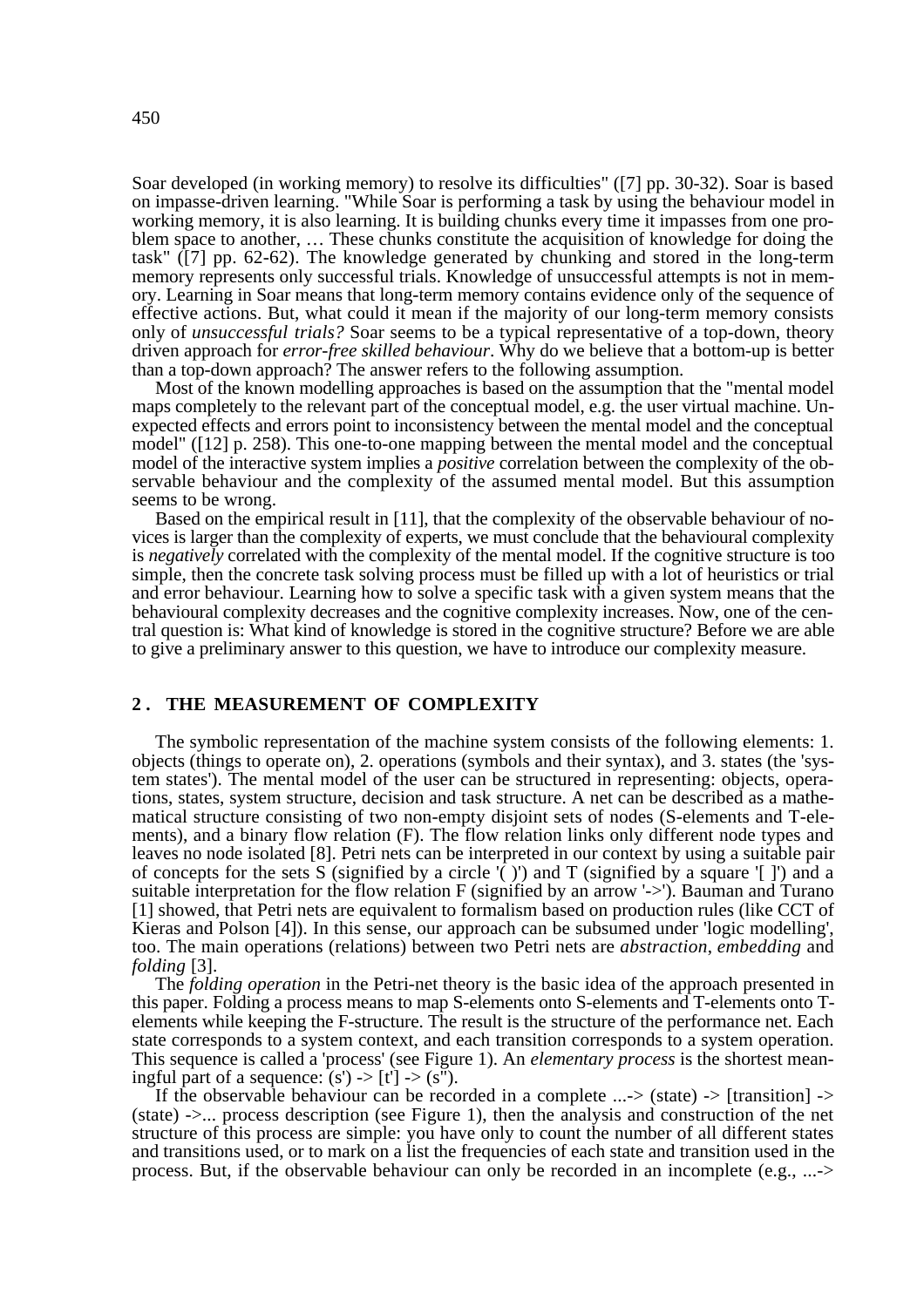Soar developed (in working memory) to resolve its difficulties" ([7] pp. 30-32). Soar is based on impasse-driven learning. "While Soar is performing a task by using the behaviour model in working memory, it is also learning. It is building chunks every time it impasses from one problem space to another, … These chunks constitute the acquisition of knowledge for doing the task" ([7] pp. 62-62). The knowledge generated by chunking and stored in the long-term memory represents only successful trials. Knowledge of unsuccessful attempts is not in memory. Learning in Soar means that long-term memory contains evidence only of the sequence of effective actions. But, what could it mean if the majority of our long-term memory consists only of *unsuccessful trials?* Soar seems to be a typical representative of a top-down, theory driven approach for *error-free skilled behaviour*. Why do we believe that a bottom-up is better than a top-down approach? The answer refers to the following assumption.

Most of the known modelling approaches is based on the assumption that the "mental model maps completely to the relevant part of the conceptual model, e.g. the user virtual machine. Unexpected effects and errors point to inconsistency between the mental model and the conceptual model" ([12] p. 258). This one-to-one mapping between the mental model and the conceptual model of the interactive system implies a *positive* correlation between the complexity of the observable behaviour and the complexity of the assumed mental model. But this assumption seems to be wrong.

Based on the empirical result in [11], that the complexity of the observable behaviour of novices is larger than the complexity of experts, we must conclude that the behavioural complexity is *negatively* correlated with the complexity of the mental model. If the cognitive structure is too simple, then the concrete task solving process must be filled up with a lot of heuristics or trial and error behaviour. Learning how to solve a specific task with a given system means that the behavioural complexity decreases and the cognitive complexity increases. Now, one of the central question is: What kind of knowledge is stored in the cognitive structure? Before we are able to give a preliminary answer to this question, we have to introduce our complexity measure.

## 2. THE MEASUREMENT OF COMPLEXITY

The symbolic representation of the machine system consists of the following elements: 1. objects (things to operate on), 2. operations (symbols and their syntax), and 3. states (the 'system states'). The mental model of the user can be structured in representing: objects, operations, states, system structure, decision and task structure. A net can be described as a mathematical structure consisting of two non-empty disjoint sets of nodes (S-elements and T-elements), and a binary flow relation (F). The flow relation links only different node types and leaves no node isolated [8]. Petri nets can be interpreted in our context by using a suitable pair of concepts for the sets S (signified by a circle '( )') and T (signified by a square '[ ]') and a suitable interpretation for the flow relation F (signified by an arrow '->'). Bauman and Turano [1] showed, that Petri nets are equivalent to formalism based on production rules (like CCT of Kieras and Polson [4]). In this sense, our approach can be subsumed under 'logic modelling', too. The main operations (relations) between two Petri nets are *abstraction*, *embedding* and *folding* [3].

The *folding operation* in the Petri-net theory is the basic idea of the approach presented in this paper. Folding a process means to map S-elements onto S-elements and T-elements onto T-elements while keeping the F-structure. The result is the structure of the performance net. Each state corresponds to a system context, and each transition corresponds to a system operation. This sequence is called a 'process' (see Figure 1). An *elementary process* is the shortest meaningful part of a sequence: (s') -> [t'] -> (s").

If the observable behaviour can be recorded in a complete ...-> (state) -> [transition] -> (state) ->... process description (see Figure 1), then the analysis and construction of the net structure of this process are simple: you have only to count the number of all different states and transitions used, or to mark on a list the frequencies of each state and transition used in the process. But, if the observable behaviour can only be recorded in an incomplete (e.g., ...->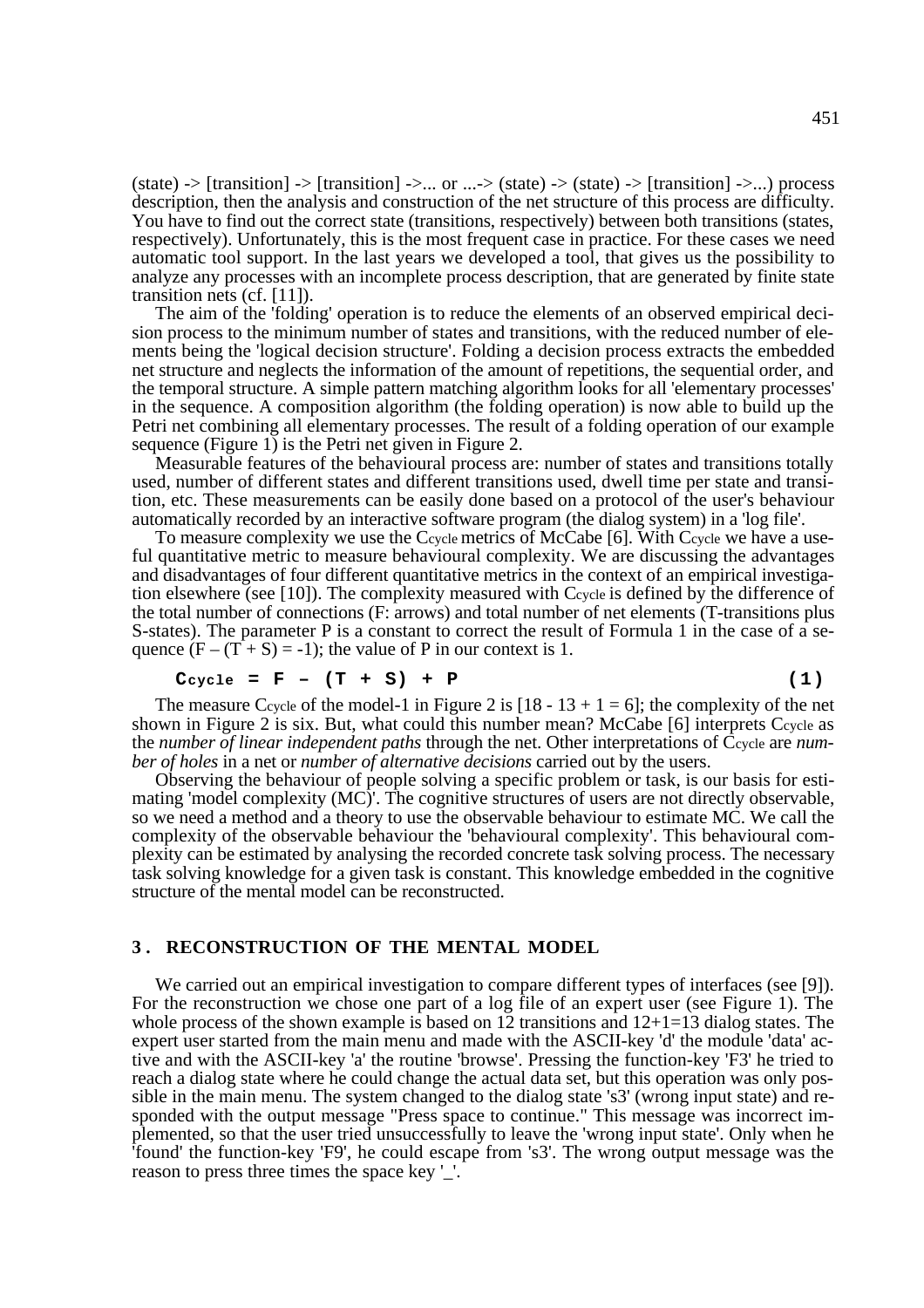(state) -> [transition] -> [transition] ->... or ...-> (state) -> (state) -> [transition] ->...) process description, then the analysis and construction of the net structure of this process are difficulty. You have to find out the correct state (transitions, respectively) between both transitions (states, respectively). Unfortunately, this is the most frequent case in practice. For these cases we need automatic tool support. In the last years we developed a tool, that gives us the possibility to analyze any processes with an incomplete process description, that are generated by finite state transition nets (cf. [11]).

The aim of the 'folding' operation is to reduce the elements of an observed empirical decision process to the minimum number of states and transitions, with the reduced number of elements being the 'logical decision structure'. Folding a decision process extracts the embedded net structure and neglects the information of the amount of repetitions, the sequential order, and the temporal structure. A simple pattern matching algorithm looks for all 'elementary processes' in the sequence. A composition algorithm (the folding operation) is now able to build up the Petri net combining all elementary processes. The result of a folding operation of our example sequence (Figure 1) is the Petri net given in Figure 2.

Measurable features of the behavioural process are: number of states and transitions totally used, number of different states and different transitions used, dwell time per state and transition, etc. These measurements can be easily done based on a protocol of the user's behaviour automatically recorded by an interactive software program (the dialog system) in a 'log file'.

To measure complexity we use the $C_{cycle}$ metrics of McCabe [6]. With $C_{cycle}$ we have a useful quantitative metric to measure behavioural complexity. We are discussing the advantages and disadvantages of four different quantitative metrics in the context of an empirical investigation elsewhere (see [10]). The complexity measured with $C_{cycle}$ is defined by the difference of the total number of connections (F: arrows) and total number of net elements (T-transitions plus S-states). The parameter P is a constant to correct the result of Formula 1 in the case of a sequence $(F - (T + S) = -1)$; the value of P in our context is 1.

$$C_{cycle} = F - (T + S) + P \tag{1}$$

The measure $C_{cycle}$ of the model-1 in Figure 2 is $[18 - 13 + 1 = 6]$; the complexity of the net shown in Figure 2 is six. But, what could this number mean? McCabe [6] interprets $C_{cycle}$ as the *number of linear independent paths* through the net. Other interpretations of $C_{cycle}$ are *number of holes* in a net or *number of alternative decisions* carried out by the users.

Observing the behaviour of people solving a specific problem or task, is our basis for estimating 'model complexity (MC)'. The cognitive structures of users are not directly observable, so we need a method and a theory to use the observable behaviour to estimate MC. We call the complexity of the observable behaviour the 'behavioural complexity'. This behavioural complexity can be estimated by analysing the recorded concrete task solving process. The necessary task solving knowledge for a given task is constant. This knowledge embedded in the cognitive structure of the mental model can be reconstructed.

## 3. RECONSTRUCTION OF THE MENTAL MODEL

We carried out an empirical investigation to compare different types of interfaces (see [9]). For the reconstruction we chose one part of a log file of an expert user (see Figure 1). The whole process of the shown example is based on 12 transitions and 12+1=13 dialog states. The expert user started from the main menu and made with the ASCII-key 'd' the module 'data' active and with the ASCII-key 'a' the routine 'browse'. Pressing the function-key 'F3' he tried to reach a dialog state where he could change the actual data set, but this operation was only possible in the main menu. The system changed to the dialog state 's3' (wrong input state) and responded with the output message "Press space to continue." This message was incorrect implemented, so that the user tried unsuccessfully to leave the 'wrong input state'. Only when he 'found' the function-key 'F9', he could escape from 's3'. The wrong output message was the reason to press three times the space key '_'.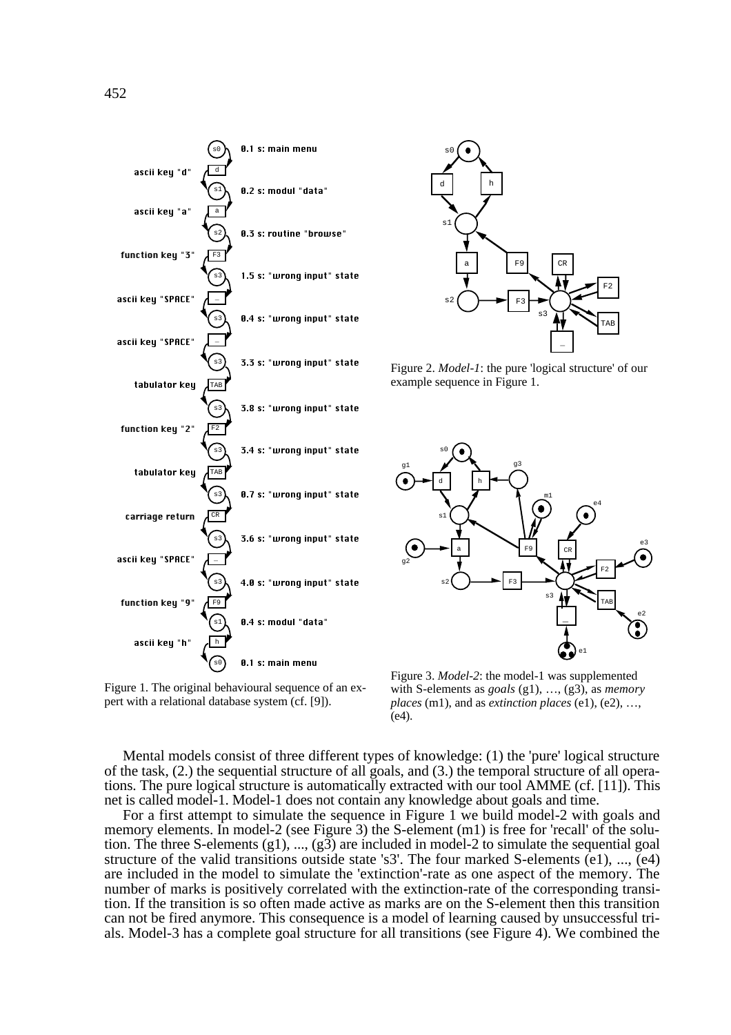Figure 1. The original behavioural sequence of an expert with a relational database system (cf. [9]).

Figure 2. *Model-1*: the pure 'logical structure' of our example sequence in Figure 1.

Figure 3. *Model-2*: the model-1 was supplemented with S-elements as *goals* (g1), …, (g3), as *memory places* (m1), and as *extinction places* (e1), (e2), …, (e4).

Mental models consist of three different types of knowledge: (1) the 'pure' logical structure of the task, (2.) the sequential structure of all goals, and (3.) the temporal structure of all operations. The pure logical structure is automatically extracted with our tool AMME (cf. [11]). This net is called model-1. Model-1 does not contain any knowledge about goals and time.

For a first attempt to simulate the sequence in Figure 1 we build model-2 with goals and memory elements. In model-2 (see Figure 3) the S-element (m1) is free for 'recall' of the solution. The three S-elements (g1), ..., (g3) are included in model-2 to simulate the sequential goal structure of the valid transitions outside state 's3'. The four marked S-elements (e1), ..., (e4) are included in the model to simulate the 'extinction'-rate as one aspect of the memory. The number of marks is positively correlated with the extinction-rate of the corresponding transition. If the transition is so often made active as marks are on the S-element then this transition can not be fired anymore. This consequence is a model of learning caused by unsuccessful trials. Model-3 has a complete goal structure for all transitions (see Figure 4). We combined the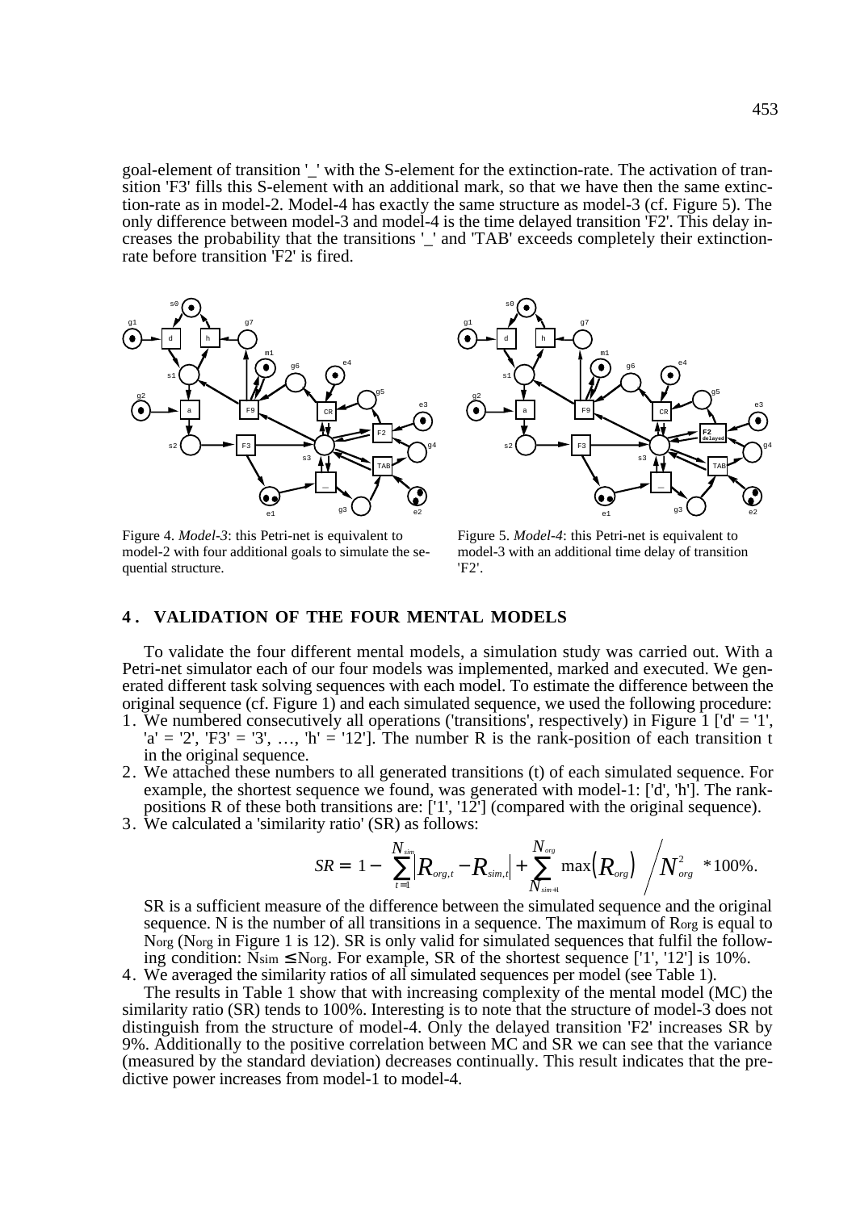goal-element of transition '_' with the S-element for the extinction-rate. The activation of transition 'F3' fills this S-element with an additional mark, so that we have then the same extinction-rate as in model-2. Model-4 has exactly the same structure as model-3 (cf. Figure 5). The only difference between model-3 and model-4 is the time delayed transition 'F2'. This delay increases the probability that the transitions '_' and 'TAB' exceeds completely their extinction-rate before transition 'F2' is fired.

Figure 4. *Model-3*: this Petri-net is equivalent to model-2 with four additional goals to simulate the sequential structure.

Figure 5. *Model-4*: this Petri-net is equivalent to model-3 with an additional time delay of transition 'F2'.

## 4. VALIDATION OF THE FOUR MENTAL MODELS

To validate the four different mental models, a simulation study was carried out. With a Petri-net simulator each of our four models was implemented, marked and executed. We generated different task solving sequences with each model. To estimate the difference between the original sequence (cf. Figure 1) and each simulated sequence, we used the following procedure:

1. We numbered consecutively all operations ('transitions', respectively) in Figure 1 ['d' = '1', 'a' = '2', 'F3' = '3', …, 'h' = '12']. The number R is the rank-position of each transition t in the original sequence.
2. We attached these numbers to all generated transitions (t) of each simulated sequence. For example, the shortest sequence we found, was generated with model-1: ['d', 'h']. The rank-positions R of these both transitions are: ['1', '12'] (compared with the original sequence).
3. We calculated a 'similarity ratio' (SR) as follows:

$$SR = 1 - \left( \sum_{t=1}^{N_{sim}} \left| R_{org,t} - R_{sim,t} \right| + \sum_{N_{sim+1}}^{N_{org}} \max\left(R_{org}\right) \right) \Big/ N_{org}^{2} \ * 100\%.$$

SR is a sufficient measure of the difference between the simulated sequence and the original sequence. N is the number of all transitions in a sequence. The maximum of $R_{org}$ is equal to $N_{org}$ ($N_{org}$ in Figure 1 is 12). SR is only valid for simulated sequences that fulfil the following condition: $N_{sim} \leq N_{org}$. For example, SR of the shortest sequence ['1', '12'] is 10%.

4. We averaged the similarity ratios of all simulated sequences per model (see Table 1).

The results in Table 1 show that with increasing complexity of the mental model (MC) the similarity ratio (SR) tends to 100%. Interesting is to note that the structure of model-3 does not distinguish from the structure of model-4. Only the delayed transition 'F2' increases SR by 9%. Additionally to the positive correlation between MC and SR we can see that the variance (measured by the standard deviation) decreases continually. This result indicates that the predictive power increases from model-1 to model-4.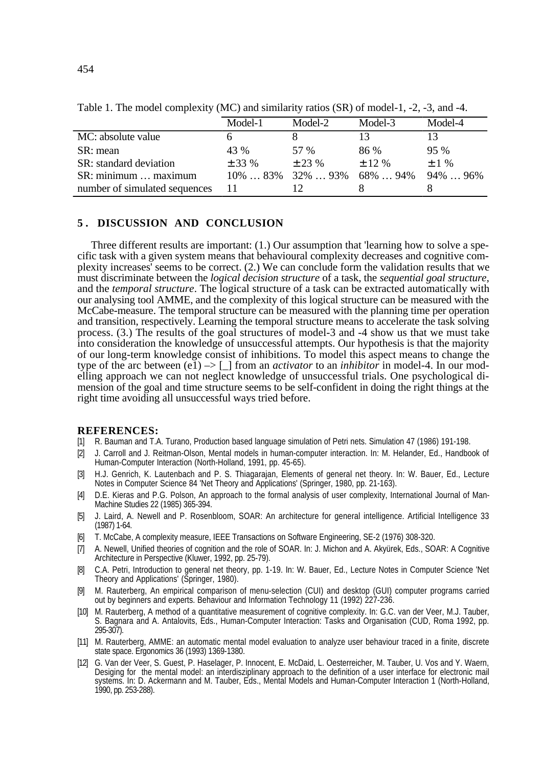Table 1. The model complexity (MC) and similarity ratios (SR) of model-1, -2, -3, and -4.

| | Model-1 | Model-2 | Model-3 | Model-4 |
|---|---|---|---|---|
| MC: absolute value | 6 | 8 | 13 | 13 |
| SR: mean | 43 % | 57 % | 86 % | 95 % |
| SR: standard deviation | ± 33 % | ± 23 % | ± 12 % | ± 1 % |
| SR: minimum … maximum | 10% … 83% | 32% … 93% | 68% … 94% | 94% … 96% |
| number of simulated sequences | 11 | 12 | 8 | 8 |

## 5. DISCUSSION AND CONCLUSION

Three different results are important: (1.) Our assumption that 'learning how to solve a specific task with a given system means that behavioural complexity decreases and cognitive complexity increases' seems to be correct. (2.) We can conclude form the validation results that we must discriminate between the *logical decision structure* of a task, the *sequential goal structure*, and the *temporal structure*. The logical structure of a task can be extracted automatically with our analysing tool AMME, and the complexity of this logical structure can be measured with the McCabe-measure. The temporal structure can be measured with the planning time per operation and transition, respectively. Learning the temporal structure means to accelerate the task solving process. (3.) The results of the goal structures of model-3 and -4 show us that we must take into consideration the knowledge of unsuccessful attempts. Our hypothesis is that the majority of our long-term knowledge consist of inhibitions. To model this aspect means to change the type of the arc between (e1) –> [_] from an *activator* to an *inhibitor* in model-4. In our modelling approach we can not neglect knowledge of unsuccessful trials. One psychological dimension of the goal and time structure seems to be self-confident in doing the right things at the right time avoiding all unsuccessful ways tried before.

## REFERENCES:

[1] R. Bauman and T.A. Turano, Production based language simulation of Petri nets. Simulation 47 (1986) 191-198.

[2] J. Carroll and J. Reitman-Olson, Mental models in human-computer interaction. In: M. Helander, Ed., Handbook of Human-Computer Interaction (North-Holland, 1991, pp. 45-65).

[3] H.J. Genrich, K. Lautenbach and P. S. Thiagarajan, Elements of general net theory. In: W. Bauer, Ed., Lecture Notes in Computer Science 84 'Net Theory and Applications' (Springer, 1980, pp. 21-163).

[4] D.E. Kieras and P.G. Polson, An approach to the formal analysis of user complexity, International Journal of Man-Machine Studies 22 (1985) 365-394.

[5] J. Laird, A. Newell and P. Rosenbloom, SOAR: An architecture for general intelligence. Artificial Intelligence 33 (1987) 1-64.

[6] T. McCabe, A complexity measure, IEEE Transactions on Software Engineering, SE-2 (1976) 308-320.

[7] A. Newell, Unified theories of cognition and the role of SOAR. In: J. Michon and A. Akyürek, Eds., SOAR: A Cognitive Architecture in Perspective (Kluwer, 1992, pp. 25-79).

[8] C.A. Petri, Introduction to general net theory, pp. 1-19. In: W. Bauer, Ed., Lecture Notes in Computer Science 'Net Theory and Applications' (Springer, 1980).

[9] M. Rauterberg, An empirical comparison of menu-selection (CUI) and desktop (GUI) computer programs carried out by beginners and experts. Behaviour and Information Technology 11 (1992) 227-236.

[10] M. Rauterberg, A method of a quantitative measurement of cognitive complexity. In: G.C. van der Veer, M.J. Tauber, S. Bagnara and A. Antalovits, Eds., Human-Computer Interaction: Tasks and Organisation (CUD, Roma 1992, pp. 295-307).

[11] M. Rauterberg, AMME: an automatic mental model evaluation to analyze user behaviour traced in a finite, discrete state space. Ergonomics 36 (1993) 1369-1380.

[12] G. Van der Veer, S. Guest, P. Haselager, P. Innocent, E. McDaid, L. Oesterreicher, M. Tauber, U. Vos and Y. Waern, Desiging for the mental model: an interdisziplinary approach to the definition of a user interface for electronic mail systems. In: D. Ackermann and M. Tauber, Eds., Mental Models and Human-Computer Interaction 1 (North-Holland, 1990, pp. 253-288).